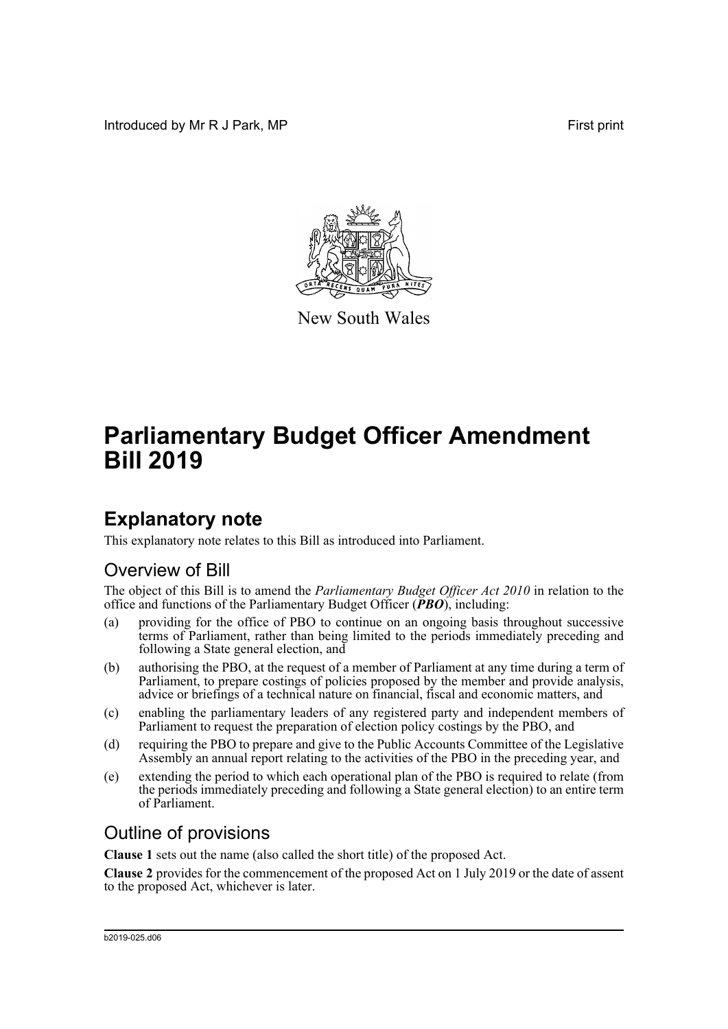Introduced by Mr R J Park, MP

First print

New South Wales

# Parliamentary Budget Officer Amendment Bill 2019

## Explanatory note

This explanatory note relates to this Bill as introduced into Parliament.

### Overview of Bill

The object of this Bill is to amend the *Parliamentary Budget Officer Act 2010* in relation to the office and functions of the Parliamentary Budget Officer (***PBO***), including:

(a) providing for the office of PBO to continue on an ongoing basis throughout successive terms of Parliament, rather than being limited to the periods immediately preceding and following a State general election, and

(b) authorising the PBO, at the request of a member of Parliament at any time during a term of Parliament, to prepare costings of policies proposed by the member and provide analysis, advice or briefings of a technical nature on financial, fiscal and economic matters, and

(c) enabling the parliamentary leaders of any registered party and independent members of Parliament to request the preparation of election policy costings by the PBO, and

(d) requiring the PBO to prepare and give to the Public Accounts Committee of the Legislative Assembly an annual report relating to the activities of the PBO in the preceding year, and

(e) extending the period to which each operational plan of the PBO is required to relate (from the periods immediately preceding and following a State general election) to an entire term of Parliament.

### Outline of provisions

**Clause 1** sets out the name (also called the short title) of the proposed Act.

**Clause 2** provides for the commencement of the proposed Act on 1 July 2019 or the date of assent to the proposed Act, whichever is later.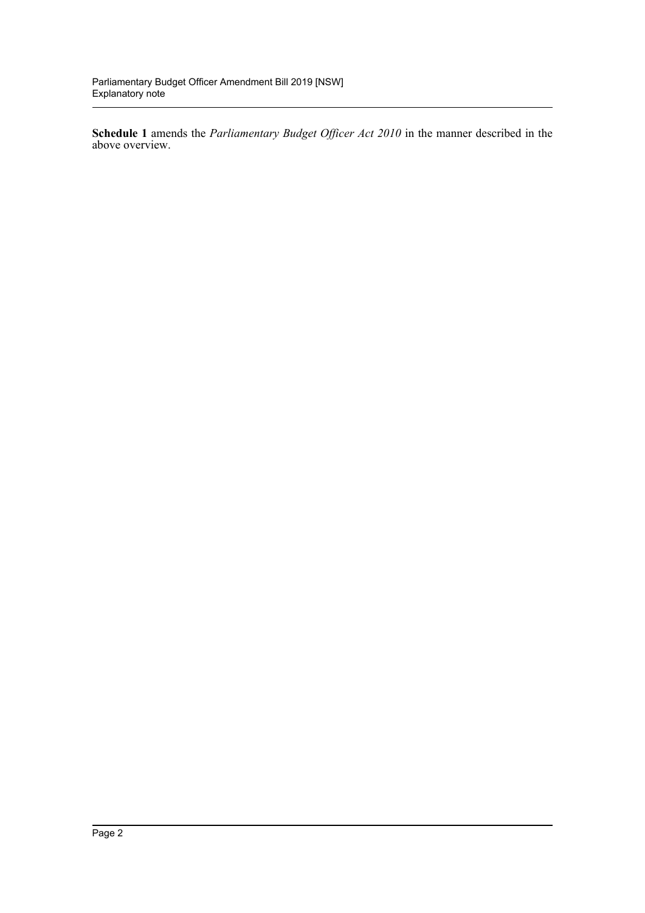**Schedule 1** amends the *Parliamentary Budget Officer Act 2010* in the manner described in the above overview.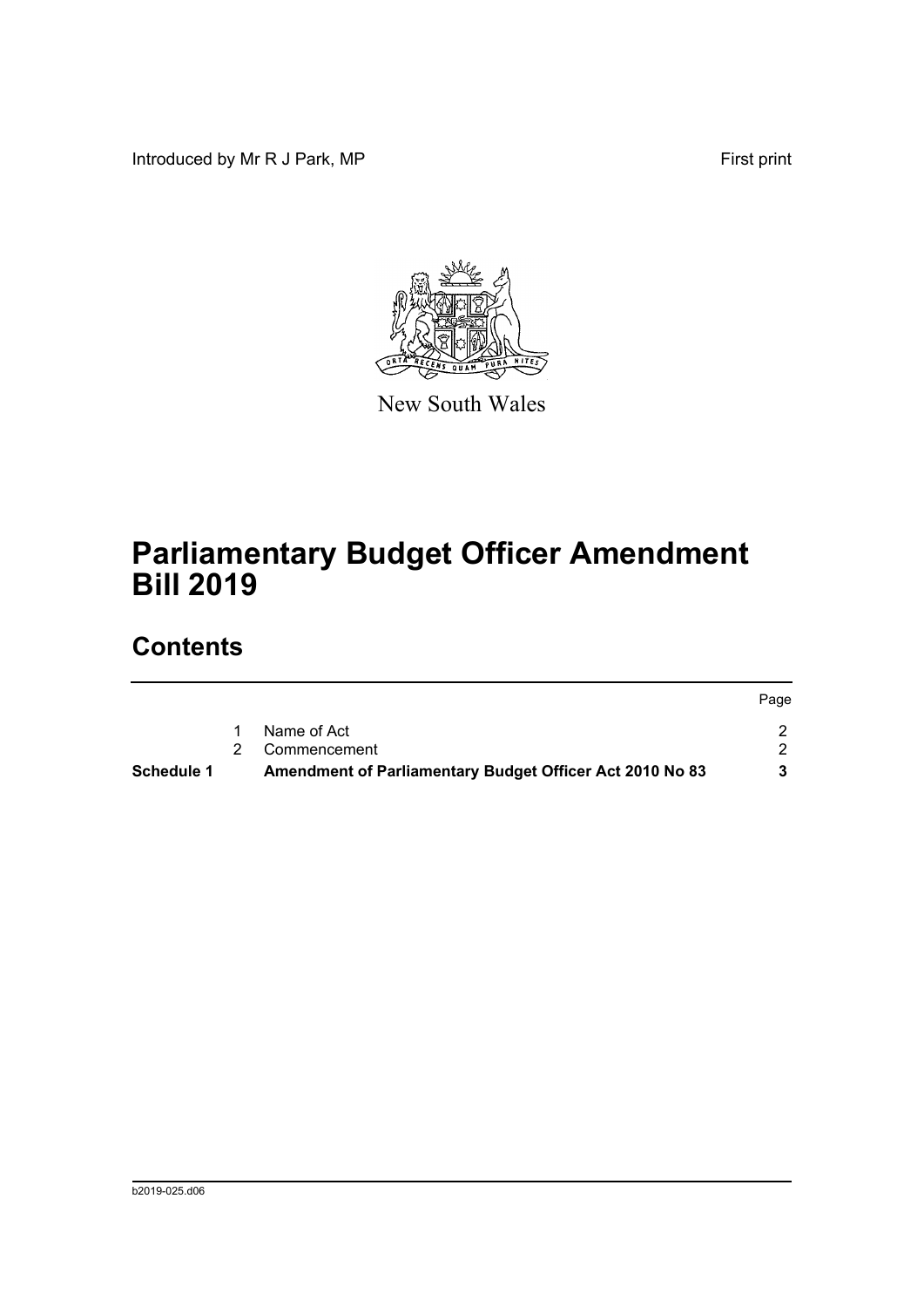Introduced by Mr R J Park, MP

First print

New South Wales

# Parliamentary Budget Officer Amendment Bill 2019

## Contents

| | | | Page |
|---|---|---|---|
| | 1 | Name of Act | 2 |
| | 2 | Commencement | 2 |
| **Schedule 1** | | **Amendment of Parliamentary Budget Officer Act 2010 No 83** | **3** |

b2019-025.d06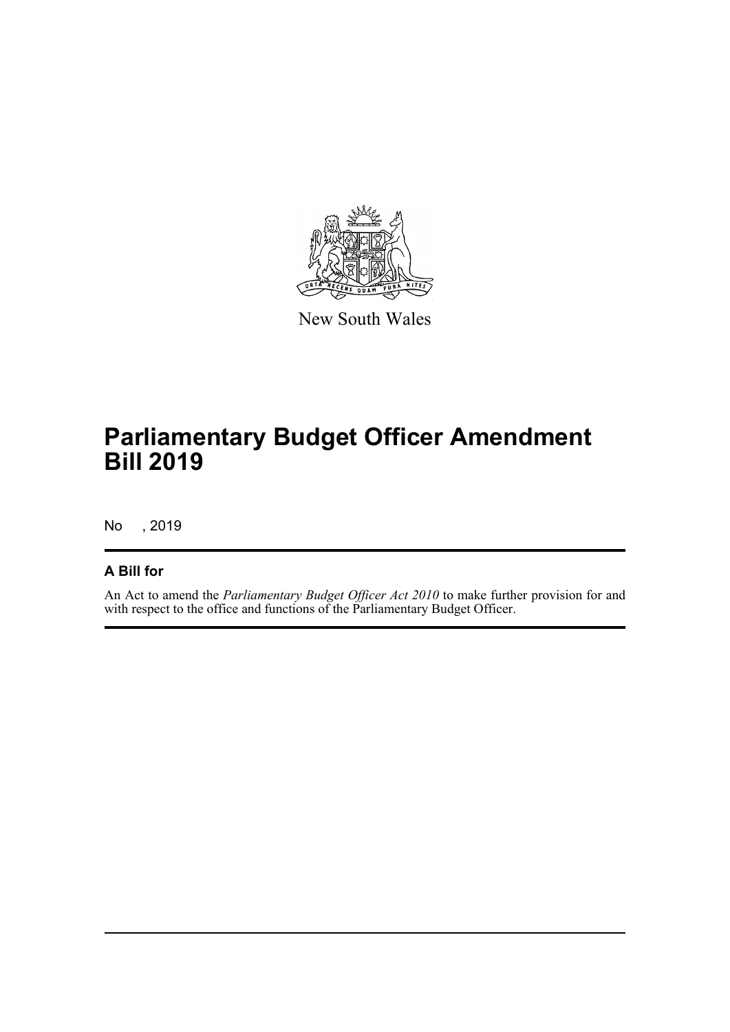New South Wales

# Parliamentary Budget Officer Amendment Bill 2019

No , 2019

## A Bill for

An Act to amend the *Parliamentary Budget Officer Act 2010* to make further provision for and with respect to the office and functions of the Parliamentary Budget Officer.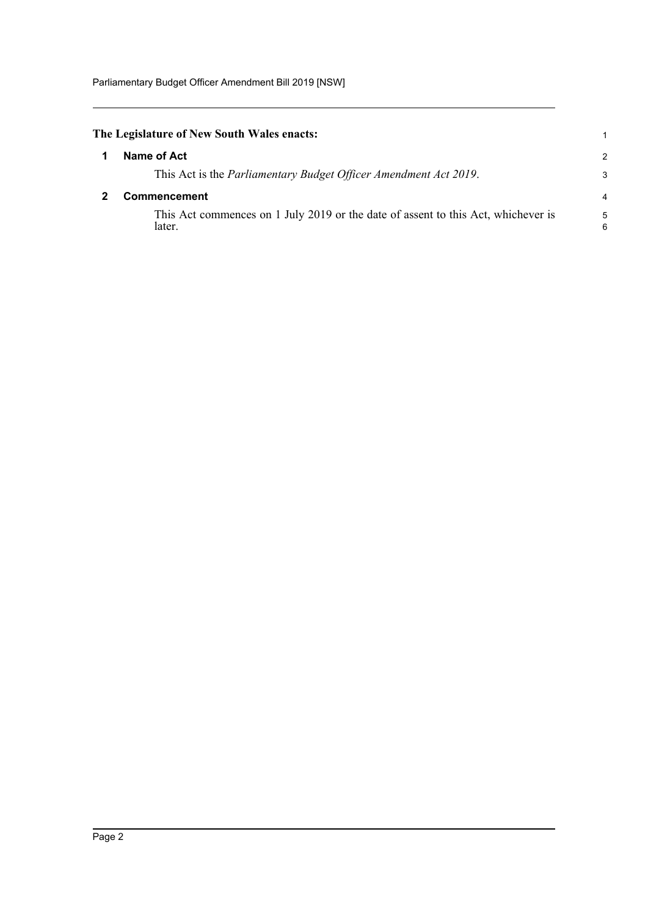**The Legislature of New South Wales enacts:**

## 1 Name of Act

This Act is the *Parliamentary Budget Officer Amendment Act 2019*.

## 2 Commencement

This Act commences on 1 July 2019 or the date of assent to this Act, whichever is later.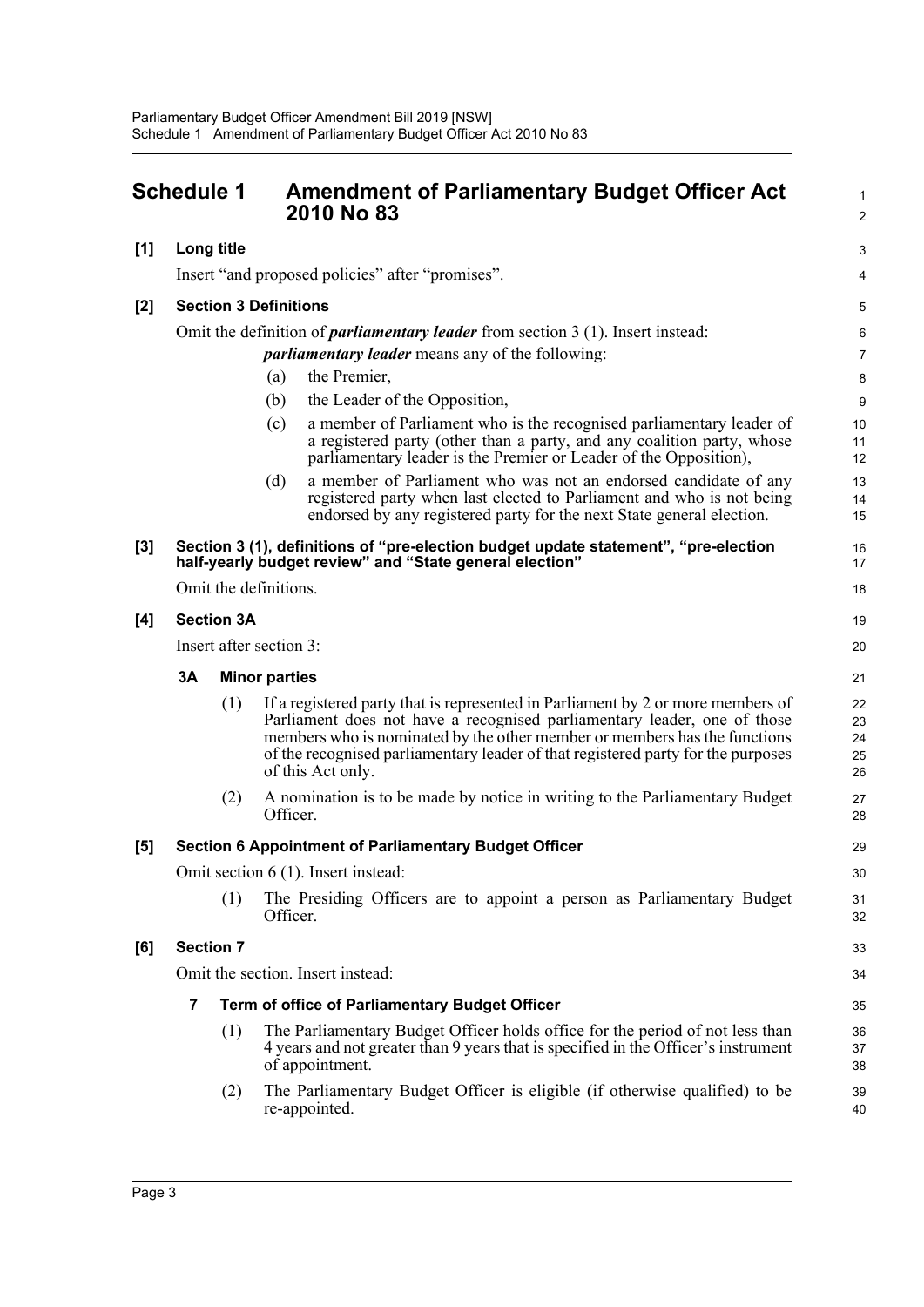## Schedule 1 Amendment of Parliamentary Budget Officer Act 2010 No 83

**[1] Long title**

Insert "and proposed policies" after "promises".

**[2] Section 3 Definitions**

Omit the definition of ***parliamentary leader*** from section 3 (1). Insert instead:

> ***parliamentary leader*** means any of the following:
>
> (a) the Premier,
>
> (b) the Leader of the Opposition,
>
> (c) a member of Parliament who is the recognised parliamentary leader of a registered party (other than a party, and any coalition party, whose parliamentary leader is the Premier or Leader of the Opposition),
>
> (d) a member of Parliament who was not an endorsed candidate of any registered party when last elected to Parliament and who is not being endorsed by any registered party for the next State general election.

**[3] Section 3 (1), definitions of "pre-election budget update statement", "pre-election half-yearly budget review" and "State general election"**

Omit the definitions.

**[4] Section 3A**

Insert after section 3:

> **3A Minor parties**
>
> (1) If a registered party that is represented in Parliament by 2 or more members of Parliament does not have a recognised parliamentary leader, one of those members who is nominated by the other member or members has the functions of the recognised parliamentary leader of that registered party for the purposes of this Act only.
>
> (2) A nomination is to be made by notice in writing to the Parliamentary Budget Officer.

**[5] Section 6 Appointment of Parliamentary Budget Officer**

Omit section 6 (1). Insert instead:

> (1) The Presiding Officers are to appoint a person as Parliamentary Budget Officer.

**[6] Section 7**

Omit the section. Insert instead:

> **7 Term of office of Parliamentary Budget Officer**
>
> (1) The Parliamentary Budget Officer holds office for the period of not less than 4 years and not greater than 9 years that is specified in the Officer's instrument of appointment.
>
> (2) The Parliamentary Budget Officer is eligible (if otherwise qualified) to be re-appointed.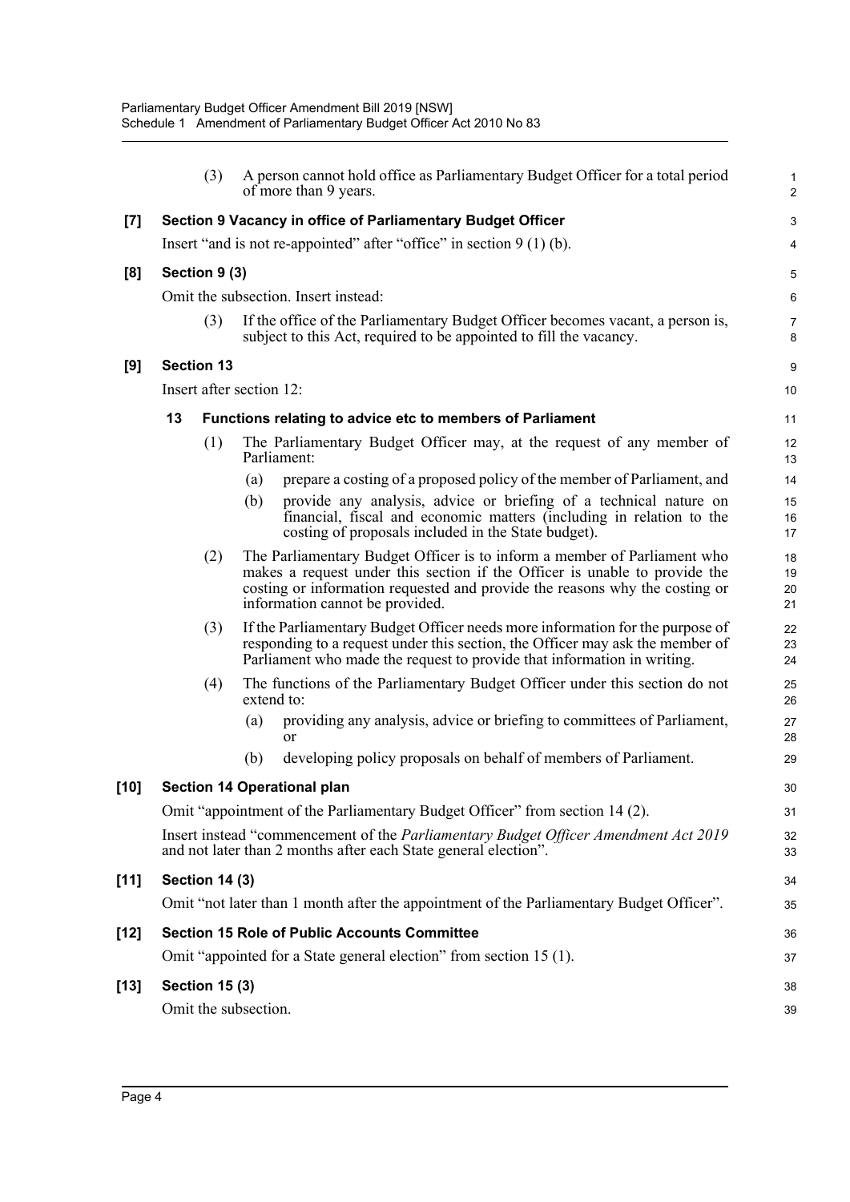(3) A person cannot hold office as Parliamentary Budget Officer for a total period of more than 9 years.

**[7] Section 9 Vacancy in office of Parliamentary Budget Officer**

Insert "and is not re-appointed" after "office" in section 9 (1) (b).

**[8] Section 9 (3)**

Omit the subsection. Insert instead:

(3) If the office of the Parliamentary Budget Officer becomes vacant, a person is, subject to this Act, required to be appointed to fill the vacancy.

**[9] Section 13**

Insert after section 12:

**13 Functions relating to advice etc to members of Parliament**

(1) The Parliamentary Budget Officer may, at the request of any member of Parliament:

- (a) prepare a costing of a proposed policy of the member of Parliament, and
- (b) provide any analysis, advice or briefing of a technical nature on financial, fiscal and economic matters (including in relation to the costing of proposals included in the State budget).

(2) The Parliamentary Budget Officer is to inform a member of Parliament who makes a request under this section if the Officer is unable to provide the costing or information requested and provide the reasons why the costing or information cannot be provided.

(3) If the Parliamentary Budget Officer needs more information for the purpose of responding to a request under this section, the Officer may ask the member of Parliament who made the request to provide that information in writing.

(4) The functions of the Parliamentary Budget Officer under this section do not extend to:

- (a) providing any analysis, advice or briefing to committees of Parliament, or
- (b) developing policy proposals on behalf of members of Parliament.

**[10] Section 14 Operational plan**

Omit "appointment of the Parliamentary Budget Officer" from section 14 (2).

Insert instead "commencement of the *Parliamentary Budget Officer Amendment Act 2019* and not later than 2 months after each State general election".

**[11] Section 14 (3)**

Omit "not later than 1 month after the appointment of the Parliamentary Budget Officer".

**[12] Section 15 Role of Public Accounts Committee**

Omit "appointed for a State general election" from section 15 (1).

**[13] Section 15 (3)**

Omit the subsection.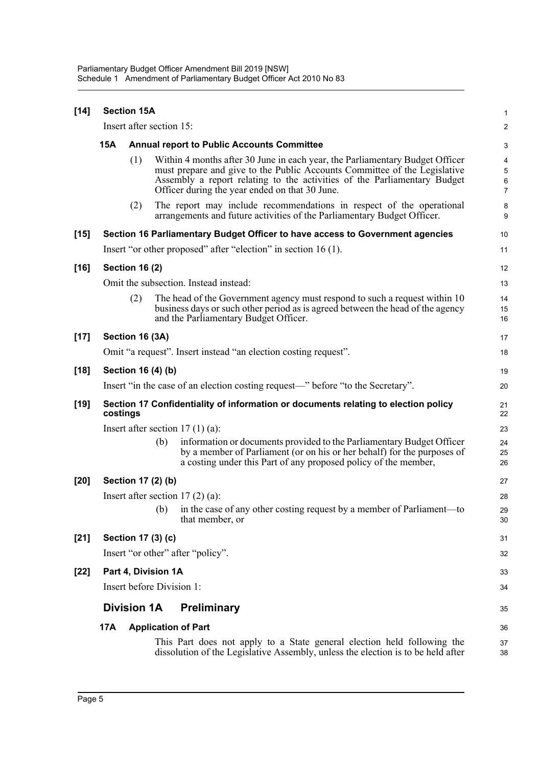**[14] Section 15A**

Insert after section 15:

**15A Annual report to Public Accounts Committee**

(1) Within 4 months after 30 June in each year, the Parliamentary Budget Officer must prepare and give to the Public Accounts Committee of the Legislative Assembly a report relating to the activities of the Parliamentary Budget Officer during the year ended on that 30 June.

(2) The report may include recommendations in respect of the operational arrangements and future activities of the Parliamentary Budget Officer.

**[15] Section 16 Parliamentary Budget Officer to have access to Government agencies**

Insert "or other proposed" after "election" in section 16 (1).

**[16] Section 16 (2)**

Omit the subsection. Instead instead:

(2) The head of the Government agency must respond to such a request within 10 business days or such other period as is agreed between the head of the agency and the Parliamentary Budget Officer.

**[17] Section 16 (3A)**

Omit "a request". Insert instead "an election costing request".

**[18] Section 16 (4) (b)**

Insert "in the case of an election costing request—" before "to the Secretary".

**[19] Section 17 Confidentiality of information or documents relating to election policy costings**

Insert after section 17 (1) (a):

(b) information or documents provided to the Parliamentary Budget Officer by a member of Parliament (or on his or her behalf) for the purposes of a costing under this Part of any proposed policy of the member,

**[20] Section 17 (2) (b)**

Insert after section 17 (2) (a):

(b) in the case of any other costing request by a member of Parliament—to that member, or

**[21] Section 17 (3) (c)**

Insert "or other" after "policy".

**[22] Part 4, Division 1A**

Insert before Division 1:

## Division 1A Preliminary

**17A Application of Part**

This Part does not apply to a State general election held following the dissolution of the Legislative Assembly, unless the election is to be held after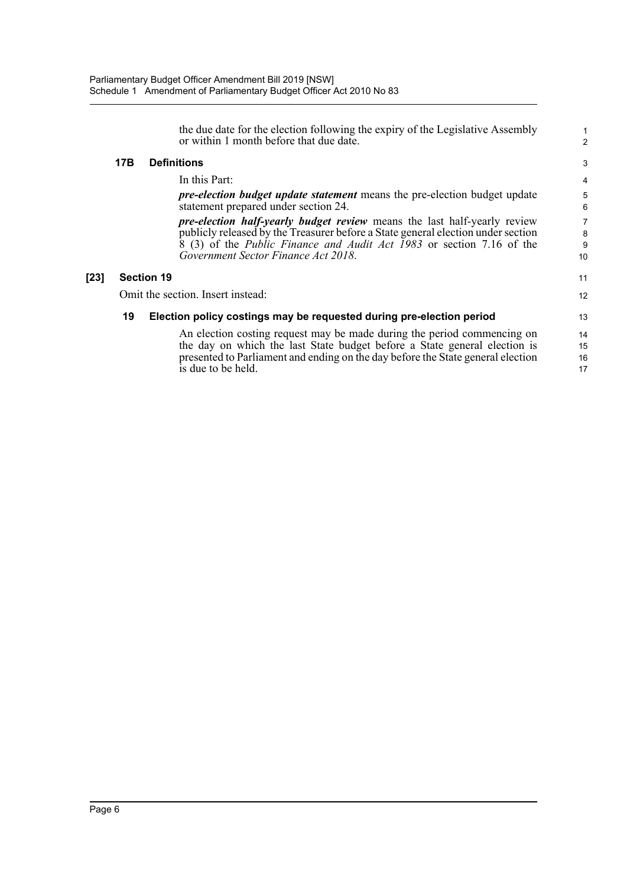the due date for the election following the expiry of the Legislative Assembly or within 1 month before that due date.

### 17B Definitions

In this Part:

***pre-election budget update statement*** means the pre-election budget update statement prepared under section 24.

***pre-election half-yearly budget review*** means the last half-yearly review publicly released by the Treasurer before a State general election under section 8 (3) of the *Public Finance and Audit Act 1983* or section 7.16 of the *Government Sector Finance Act 2018*.

## [23] Section 19

Omit the section. Insert instead:

### 19 Election policy costings may be requested during pre-election period

An election costing request may be made during the period commencing on the day on which the last State budget before a State general election is presented to Parliament and ending on the day before the State general election is due to be held.